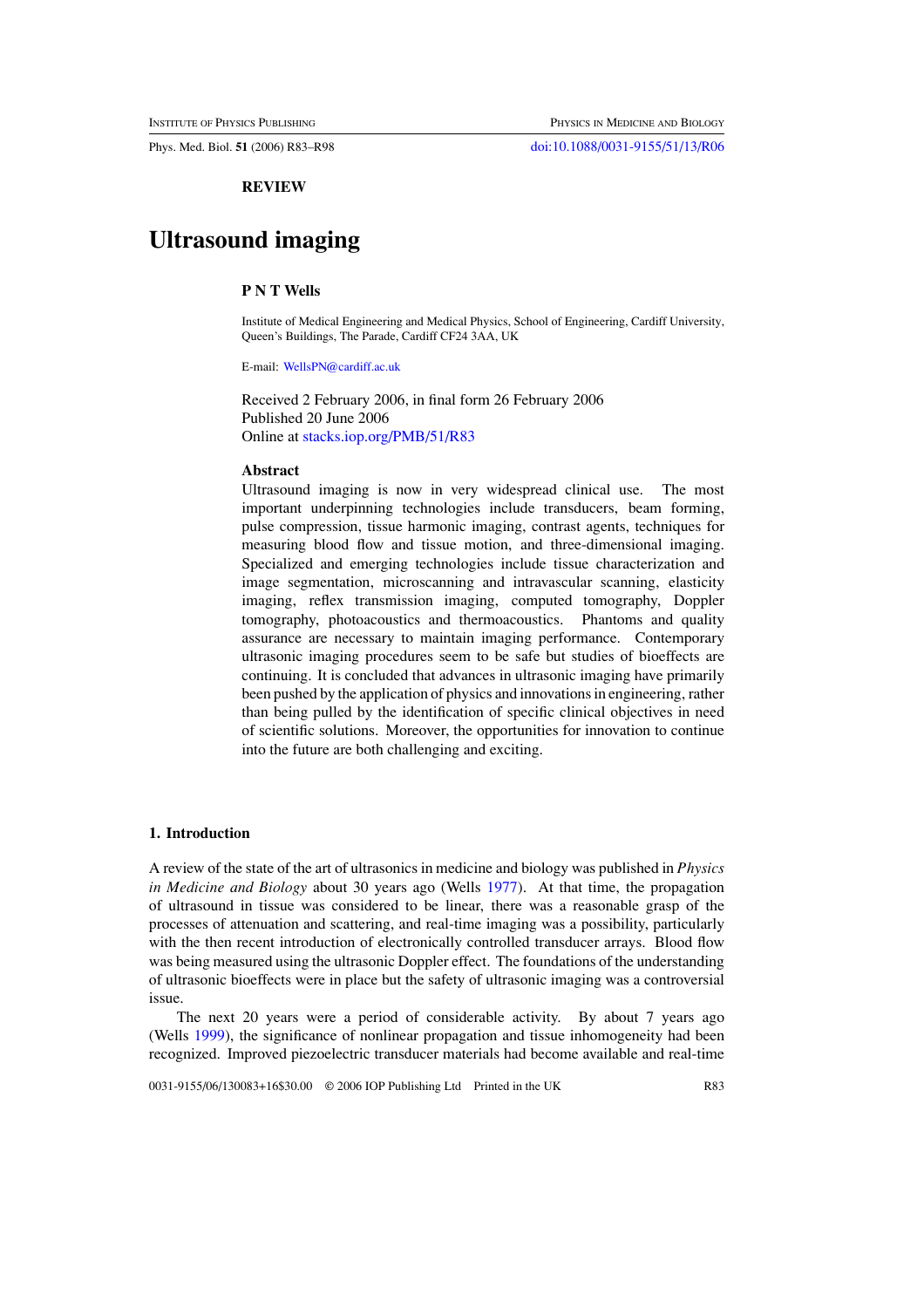**REVIEW**

# Ultrasound imaging

**P N T Wells**

Institute of Medical Engineering and Medical Physics, School of Engineering, Cardiff University, Queen's Buildings, The Parade, Cardiff CF24 3AA, UK

E-mail: WellsPN@cardiff.ac.uk

Received 2 February 2006, in final form 26 February 2006
Published 20 June 2006
Online at stacks.iop.org/PMB/51/R83

### Abstract

Ultrasound imaging is now in very widespread clinical use. The most important underpinning technologies include transducers, beam forming, pulse compression, tissue harmonic imaging, contrast agents, techniques for measuring blood flow and tissue motion, and three-dimensional imaging. Specialized and emerging technologies include tissue characterization and image segmentation, microscanning and intravascular scanning, elasticity imaging, reflex transmission imaging, computed tomography, Doppler tomography, photoacoustics and thermoacoustics. Phantoms and quality assurance are necessary to maintain imaging performance. Contemporary ultrasonic imaging procedures seem to be safe but studies of bioeffects are continuing. It is concluded that advances in ultrasonic imaging have primarily been pushed by the application of physics and innovations in engineering, rather than being pulled by the identification of specific clinical objectives in need of scientific solutions. Moreover, the opportunities for innovation to continue into the future are both challenging and exciting.

## 1. Introduction

A review of the state of the art of ultrasonics in medicine and biology was published in *Physics in Medicine and Biology* about 30 years ago (Wells 1977). At that time, the propagation of ultrasound in tissue was considered to be linear, there was a reasonable grasp of the processes of attenuation and scattering, and real-time imaging was a possibility, particularly with the then recent introduction of electronically controlled transducer arrays. Blood flow was being measured using the ultrasonic Doppler effect. The foundations of the understanding of ultrasonic bioeffects were in place but the safety of ultrasonic imaging was a controversial issue.

The next 20 years were a period of considerable activity. By about 7 years ago (Wells 1999), the significance of nonlinear propagation and tissue inhomogeneity had been recognized. Improved piezoelectric transducer materials had become available and real-time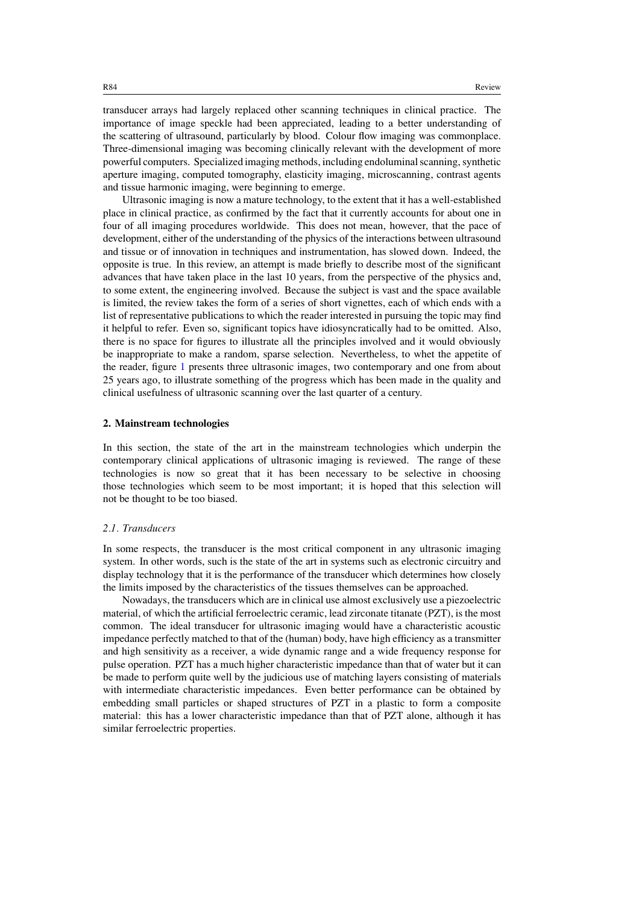transducer arrays had largely replaced other scanning techniques in clinical practice. The importance of image speckle had been appreciated, leading to a better understanding of the scattering of ultrasound, particularly by blood. Colour flow imaging was commonplace. Three-dimensional imaging was becoming clinically relevant with the development of more powerful computers. Specialized imaging methods, including endoluminal scanning, synthetic aperture imaging, computed tomography, elasticity imaging, microscanning, contrast agents and tissue harmonic imaging, were beginning to emerge.

Ultrasonic imaging is now a mature technology, to the extent that it has a well-established place in clinical practice, as confirmed by the fact that it currently accounts for about one in four of all imaging procedures worldwide. This does not mean, however, that the pace of development, either of the understanding of the physics of the interactions between ultrasound and tissue or of innovation in techniques and instrumentation, has slowed down. Indeed, the opposite is true. In this review, an attempt is made briefly to describe most of the significant advances that have taken place in the last 10 years, from the perspective of the physics and, to some extent, the engineering involved. Because the subject is vast and the space available is limited, the review takes the form of a series of short vignettes, each of which ends with a list of representative publications to which the reader interested in pursuing the topic may find it helpful to refer. Even so, significant topics have idiosyncratically had to be omitted. Also, there is no space for figures to illustrate all the principles involved and it would obviously be inappropriate to make a random, sparse selection. Nevertheless, to whet the appetite of the reader, figure 1 presents three ultrasonic images, two contemporary and one from about 25 years ago, to illustrate something of the progress which has been made in the quality and clinical usefulness of ultrasonic scanning over the last quarter of a century.

## 2. Mainstream technologies

In this section, the state of the art in the mainstream technologies which underpin the contemporary clinical applications of ultrasonic imaging is reviewed. The range of these technologies is now so great that it has been necessary to be selective in choosing those technologies which seem to be most important; it is hoped that this selection will not be thought to be too biased.

### *2.1. Transducers*

In some respects, the transducer is the most critical component in any ultrasonic imaging system. In other words, such is the state of the art in systems such as electronic circuitry and display technology that it is the performance of the transducer which determines how closely the limits imposed by the characteristics of the tissues themselves can be approached.

Nowadays, the transducers which are in clinical use almost exclusively use a piezoelectric material, of which the artificial ferroelectric ceramic, lead zirconate titanate (PZT), is the most common. The ideal transducer for ultrasonic imaging would have a characteristic acoustic impedance perfectly matched to that of the (human) body, have high efficiency as a transmitter and high sensitivity as a receiver, a wide dynamic range and a wide frequency response for pulse operation. PZT has a much higher characteristic impedance than that of water but it can be made to perform quite well by the judicious use of matching layers consisting of materials with intermediate characteristic impedances. Even better performance can be obtained by embedding small particles or shaped structures of PZT in a plastic to form a composite material: this has a lower characteristic impedance than that of PZT alone, although it has similar ferroelectric properties.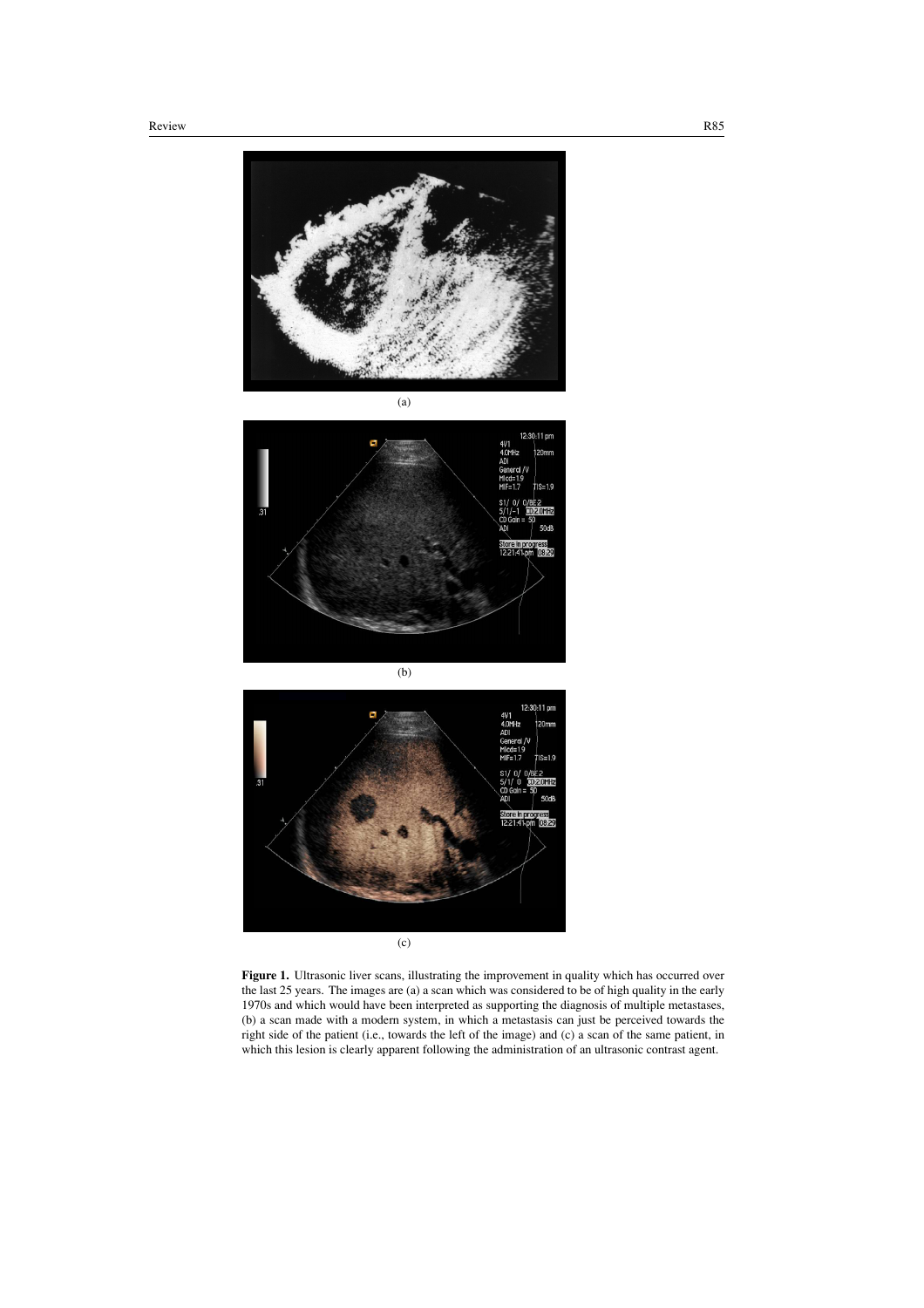(a)

(b)

(c)

**Figure 1.** Ultrasonic liver scans, illustrating the improvement in quality which has occurred over the last 25 years. The images are (a) a scan which was considered to be of high quality in the early 1970s and which would have been interpreted as supporting the diagnosis of multiple metastases, (b) a scan made with a modern system, in which a metastasis can just be perceived towards the right side of the patient (i.e., towards the left of the image) and (c) a scan of the same patient, in which this lesion is clearly apparent following the administration of an ultrasonic contrast agent.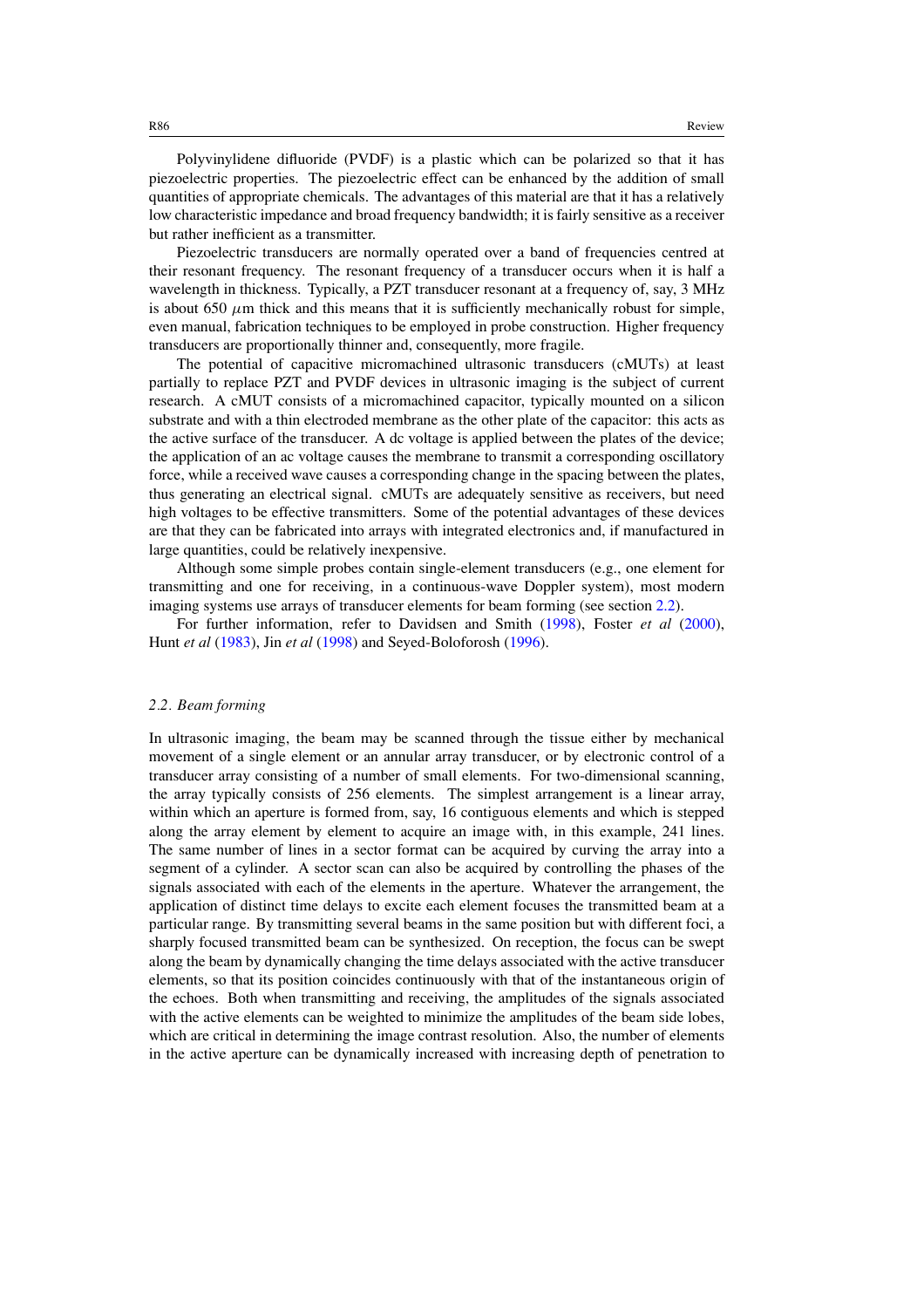Polyvinylidene difluoride (PVDF) is a plastic which can be polarized so that it has piezoelectric properties. The piezoelectric effect can be enhanced by the addition of small quantities of appropriate chemicals. The advantages of this material are that it has a relatively low characteristic impedance and broad frequency bandwidth; it is fairly sensitive as a receiver but rather inefficient as a transmitter.

Piezoelectric transducers are normally operated over a band of frequencies centred at their resonant frequency. The resonant frequency of a transducer occurs when it is half a wavelength in thickness. Typically, a PZT transducer resonant at a frequency of, say, 3 MHz is about 650 $\mu$m thick and this means that it is sufficiently mechanically robust for simple, even manual, fabrication techniques to be employed in probe construction. Higher frequency transducers are proportionally thinner and, consequently, more fragile.

The potential of capacitive micromachined ultrasonic transducers (cMUTs) at least partially to replace PZT and PVDF devices in ultrasonic imaging is the subject of current research. A cMUT consists of a micromachined capacitor, typically mounted on a silicon substrate and with a thin electroded membrane as the other plate of the capacitor: this acts as the active surface of the transducer. A dc voltage is applied between the plates of the device; the application of an ac voltage causes the membrane to transmit a corresponding oscillatory force, while a received wave causes a corresponding change in the spacing between the plates, thus generating an electrical signal. cMUTs are adequately sensitive as receivers, but need high voltages to be effective transmitters. Some of the potential advantages of these devices are that they can be fabricated into arrays with integrated electronics and, if manufactured in large quantities, could be relatively inexpensive.

Although some simple probes contain single-element transducers (e.g., one element for transmitting and one for receiving, in a continuous-wave Doppler system), most modern imaging systems use arrays of transducer elements for beam forming (see section 2.2).

For further information, refer to Davidsen and Smith (1998), Foster *et al* (2000), Hunt *et al* (1983), Jin *et al* (1998) and Seyed-Boloforosh (1996).

### *2.2. Beam forming*

In ultrasonic imaging, the beam may be scanned through the tissue either by mechanical movement of a single element or an annular array transducer, or by electronic control of a transducer array consisting of a number of small elements. For two-dimensional scanning, the array typically consists of 256 elements. The simplest arrangement is a linear array, within which an aperture is formed from, say, 16 contiguous elements and which is stepped along the array element by element to acquire an image with, in this example, 241 lines. The same number of lines in a sector format can be acquired by curving the array into a segment of a cylinder. A sector scan can also be acquired by controlling the phases of the signals associated with each of the elements in the aperture. Whatever the arrangement, the application of distinct time delays to excite each element focuses the transmitted beam at a particular range. By transmitting several beams in the same position but with different foci, a sharply focused transmitted beam can be synthesized. On reception, the focus can be swept along the beam by dynamically changing the time delays associated with the active transducer elements, so that its position coincides continuously with that of the instantaneous origin of the echoes. Both when transmitting and receiving, the amplitudes of the signals associated with the active elements can be weighted to minimize the amplitudes of the beam side lobes, which are critical in determining the image contrast resolution. Also, the number of elements in the active aperture can be dynamically increased with increasing depth of penetration to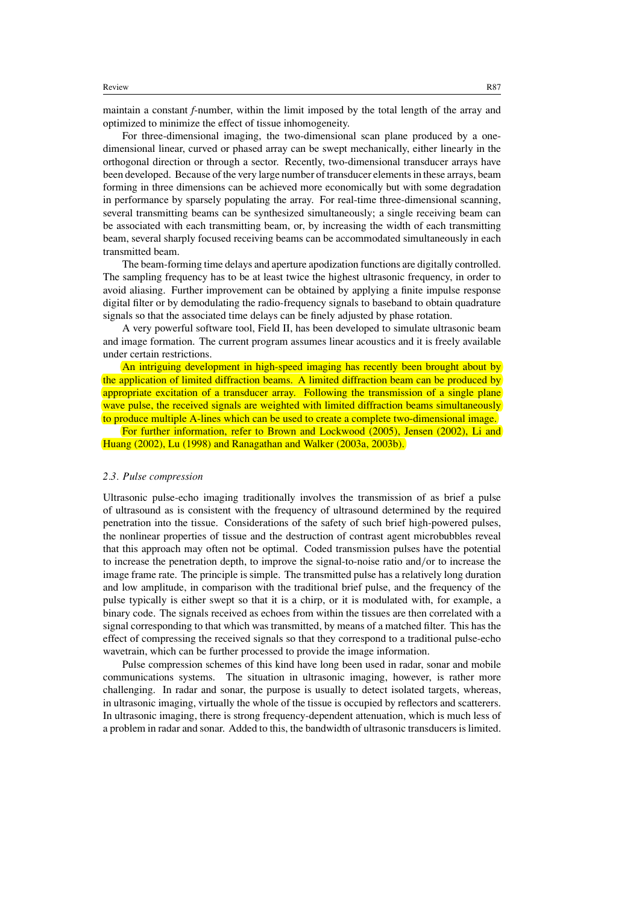maintain a constant *f*-number, within the limit imposed by the total length of the array and optimized to minimize the effect of tissue inhomogeneity.

For three-dimensional imaging, the two-dimensional scan plane produced by a one-dimensional linear, curved or phased array can be swept mechanically, either linearly in the orthogonal direction or through a sector. Recently, two-dimensional transducer arrays have been developed. Because of the very large number of transducer elements in these arrays, beam forming in three dimensions can be achieved more economically but with some degradation in performance by sparsely populating the array. For real-time three-dimensional scanning, several transmitting beams can be synthesized simultaneously; a single receiving beam can be associated with each transmitting beam, or, by increasing the width of each transmitting beam, several sharply focused receiving beams can be accommodated simultaneously in each transmitted beam.

The beam-forming time delays and aperture apodization functions are digitally controlled. The sampling frequency has to be at least twice the highest ultrasonic frequency, in order to avoid aliasing. Further improvement can be obtained by applying a finite impulse response digital filter or by demodulating the radio-frequency signals to baseband to obtain quadrature signals so that the associated time delays can be finely adjusted by phase rotation.

A very powerful software tool, Field II, has been developed to simulate ultrasonic beam and image formation. The current program assumes linear acoustics and it is freely available under certain restrictions.

An intriguing development in high-speed imaging has recently been brought about by the application of limited diffraction beams. A limited diffraction beam can be produced by appropriate excitation of a transducer array. Following the transmission of a single plane wave pulse, the received signals are weighted with limited diffraction beams simultaneously to produce multiple A-lines which can be used to create a complete two-dimensional image.

For further information, refer to Brown and Lockwood (2005), Jensen (2002), Li and Huang (2002), Lu (1998) and Ranagathan and Walker (2003a, 2003b).

### *2.3. Pulse compression*

Ultrasonic pulse-echo imaging traditionally involves the transmission of as brief a pulse of ultrasound as is consistent with the frequency of ultrasound determined by the required penetration into the tissue. Considerations of the safety of such brief high-powered pulses, the nonlinear properties of tissue and the destruction of contrast agent microbubbles reveal that this approach may often not be optimal. Coded transmission pulses have the potential to increase the penetration depth, to improve the signal-to-noise ratio and/or to increase the image frame rate. The principle is simple. The transmitted pulse has a relatively long duration and low amplitude, in comparison with the traditional brief pulse, and the frequency of the pulse typically is either swept so that it is a chirp, or it is modulated with, for example, a binary code. The signals received as echoes from within the tissues are then correlated with a signal corresponding to that which was transmitted, by means of a matched filter. This has the effect of compressing the received signals so that they correspond to a traditional pulse-echo wavetrain, which can be further processed to provide the image information.

Pulse compression schemes of this kind have long been used in radar, sonar and mobile communications systems. The situation in ultrasonic imaging, however, is rather more challenging. In radar and sonar, the purpose is usually to detect isolated targets, whereas, in ultrasonic imaging, virtually the whole of the tissue is occupied by reflectors and scatterers. In ultrasonic imaging, there is strong frequency-dependent attenuation, which is much less of a problem in radar and sonar. Added to this, the bandwidth of ultrasonic transducers is limited.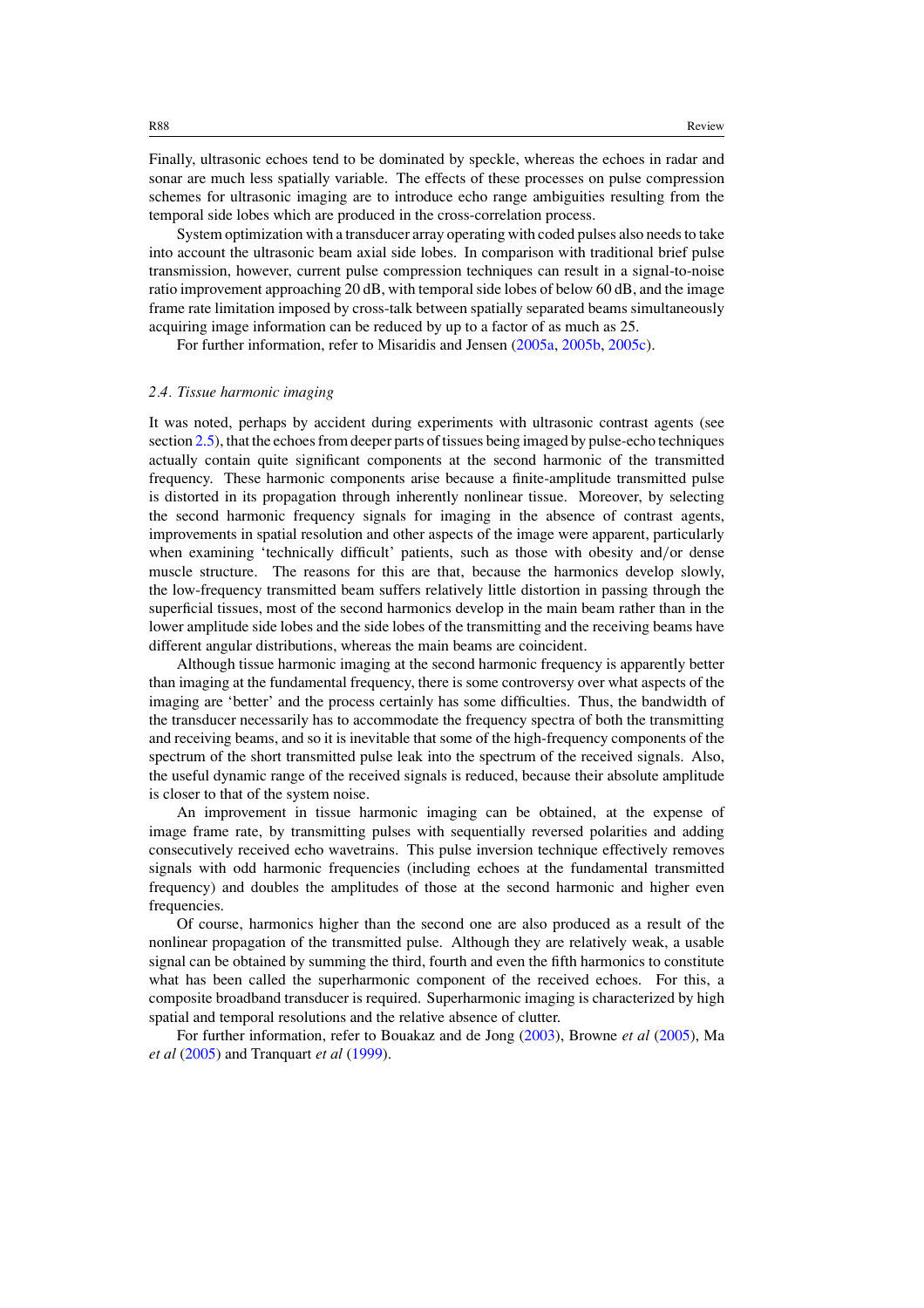Finally, ultrasonic echoes tend to be dominated by speckle, whereas the echoes in radar and sonar are much less spatially variable. The effects of these processes on pulse compression schemes for ultrasonic imaging are to introduce echo range ambiguities resulting from the temporal side lobes which are produced in the cross-correlation process.

System optimization with a transducer array operating with coded pulses also needs to take into account the ultrasonic beam axial side lobes. In comparison with traditional brief pulse transmission, however, current pulse compression techniques can result in a signal-to-noise ratio improvement approaching 20 dB, with temporal side lobes of below 60 dB, and the image frame rate limitation imposed by cross-talk between spatially separated beams simultaneously acquiring image information can be reduced by up to a factor of as much as 25.

For further information, refer to Misaridis and Jensen (2005a, 2005b, 2005c).

### *2.4. Tissue harmonic imaging*

It was noted, perhaps by accident during experiments with ultrasonic contrast agents (see section 2.5), that the echoes from deeper parts of tissues being imaged by pulse-echo techniques actually contain quite significant components at the second harmonic of the transmitted frequency. These harmonic components arise because a finite-amplitude transmitted pulse is distorted in its propagation through inherently nonlinear tissue. Moreover, by selecting the second harmonic frequency signals for imaging in the absence of contrast agents, improvements in spatial resolution and other aspects of the image were apparent, particularly when examining 'technically difficult' patients, such as those with obesity and/or dense muscle structure. The reasons for this are that, because the harmonics develop slowly, the low-frequency transmitted beam suffers relatively little distortion in passing through the superficial tissues, most of the second harmonics develop in the main beam rather than in the lower amplitude side lobes and the side lobes of the transmitting and the receiving beams have different angular distributions, whereas the main beams are coincident.

Although tissue harmonic imaging at the second harmonic frequency is apparently better than imaging at the fundamental frequency, there is some controversy over what aspects of the imaging are 'better' and the process certainly has some difficulties. Thus, the bandwidth of the transducer necessarily has to accommodate the frequency spectra of both the transmitting and receiving beams, and so it is inevitable that some of the high-frequency components of the spectrum of the short transmitted pulse leak into the spectrum of the received signals. Also, the useful dynamic range of the received signals is reduced, because their absolute amplitude is closer to that of the system noise.

An improvement in tissue harmonic imaging can be obtained, at the expense of image frame rate, by transmitting pulses with sequentially reversed polarities and adding consecutively received echo wavetrains. This pulse inversion technique effectively removes signals with odd harmonic frequencies (including echoes at the fundamental transmitted frequency) and doubles the amplitudes of those at the second harmonic and higher even frequencies.

Of course, harmonics higher than the second one are also produced as a result of the nonlinear propagation of the transmitted pulse. Although they are relatively weak, a usable signal can be obtained by summing the third, fourth and even the fifth harmonics to constitute what has been called the superharmonic component of the received echoes. For this, a composite broadband transducer is required. Superharmonic imaging is characterized by high spatial and temporal resolutions and the relative absence of clutter.

For further information, refer to Bouakaz and de Jong (2003), Browne *et al* (2005), Ma *et al* (2005) and Tranquart *et al* (1999).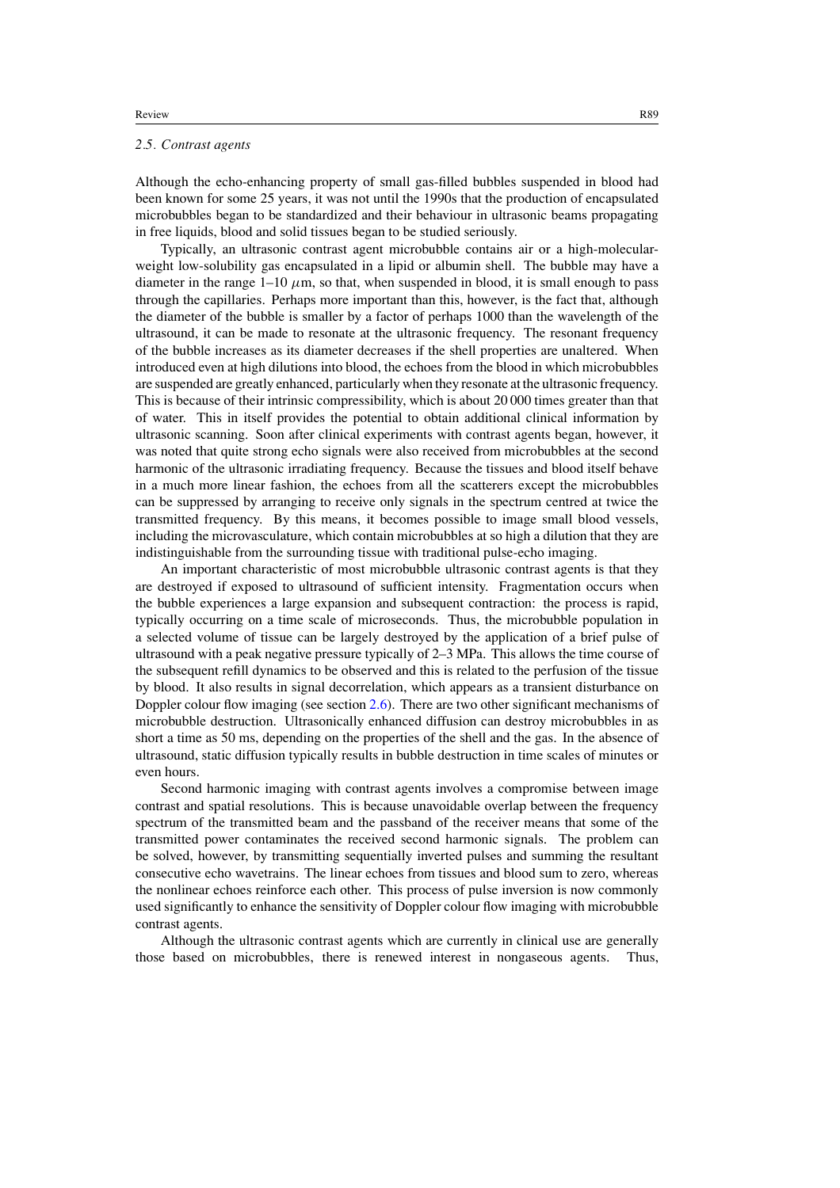### *2.5. Contrast agents*

Although the echo-enhancing property of small gas-filled bubbles suspended in blood had been known for some 25 years, it was not until the 1990s that the production of encapsulated microbubbles began to be standardized and their behaviour in ultrasonic beams propagating in free liquids, blood and solid tissues began to be studied seriously.

Typically, an ultrasonic contrast agent microbubble contains air or a high-molecular-weight low-solubility gas encapsulated in a lipid or albumin shell. The bubble may have a diameter in the range 1–10 $\mu$m, so that, when suspended in blood, it is small enough to pass through the capillaries. Perhaps more important than this, however, is the fact that, although the diameter of the bubble is smaller by a factor of perhaps 1000 than the wavelength of the ultrasound, it can be made to resonate at the ultrasonic frequency. The resonant frequency of the bubble increases as its diameter decreases if the shell properties are unaltered. When introduced even at high dilutions into blood, the echoes from the blood in which microbubbles are suspended are greatly enhanced, particularly when they resonate at the ultrasonic frequency. This is because of their intrinsic compressibility, which is about 20 000 times greater than that of water. This in itself provides the potential to obtain additional clinical information by ultrasonic scanning. Soon after clinical experiments with contrast agents began, however, it was noted that quite strong echo signals were also received from microbubbles at the second harmonic of the ultrasonic irradiating frequency. Because the tissues and blood itself behave in a much more linear fashion, the echoes from all the scatterers except the microbubbles can be suppressed by arranging to receive only signals in the spectrum centred at twice the transmitted frequency. By this means, it becomes possible to image small blood vessels, including the microvasculature, which contain microbubbles at so high a dilution that they are indistinguishable from the surrounding tissue with traditional pulse-echo imaging.

An important characteristic of most microbubble ultrasonic contrast agents is that they are destroyed if exposed to ultrasound of sufficient intensity. Fragmentation occurs when the bubble experiences a large expansion and subsequent contraction: the process is rapid, typically occurring on a time scale of microseconds. Thus, the microbubble population in a selected volume of tissue can be largely destroyed by the application of a brief pulse of ultrasound with a peak negative pressure typically of 2–3 MPa. This allows the time course of the subsequent refill dynamics to be observed and this is related to the perfusion of the tissue by blood. It also results in signal decorrelation, which appears as a transient disturbance on Doppler colour flow imaging (see section 2.6). There are two other significant mechanisms of microbubble destruction. Ultrasonically enhanced diffusion can destroy microbubbles in as short a time as 50 ms, depending on the properties of the shell and the gas. In the absence of ultrasound, static diffusion typically results in bubble destruction in time scales of minutes or even hours.

Second harmonic imaging with contrast agents involves a compromise between image contrast and spatial resolutions. This is because unavoidable overlap between the frequency spectrum of the transmitted beam and the passband of the receiver means that some of the transmitted power contaminates the received second harmonic signals. The problem can be solved, however, by transmitting sequentially inverted pulses and summing the resultant consecutive echo wavetrains. The linear echoes from tissues and blood sum to zero, whereas the nonlinear echoes reinforce each other. This process of pulse inversion is now commonly used significantly to enhance the sensitivity of Doppler colour flow imaging with microbubble contrast agents.

Although the ultrasonic contrast agents which are currently in clinical use are generally those based on microbubbles, there is renewed interest in nongaseous agents. Thus,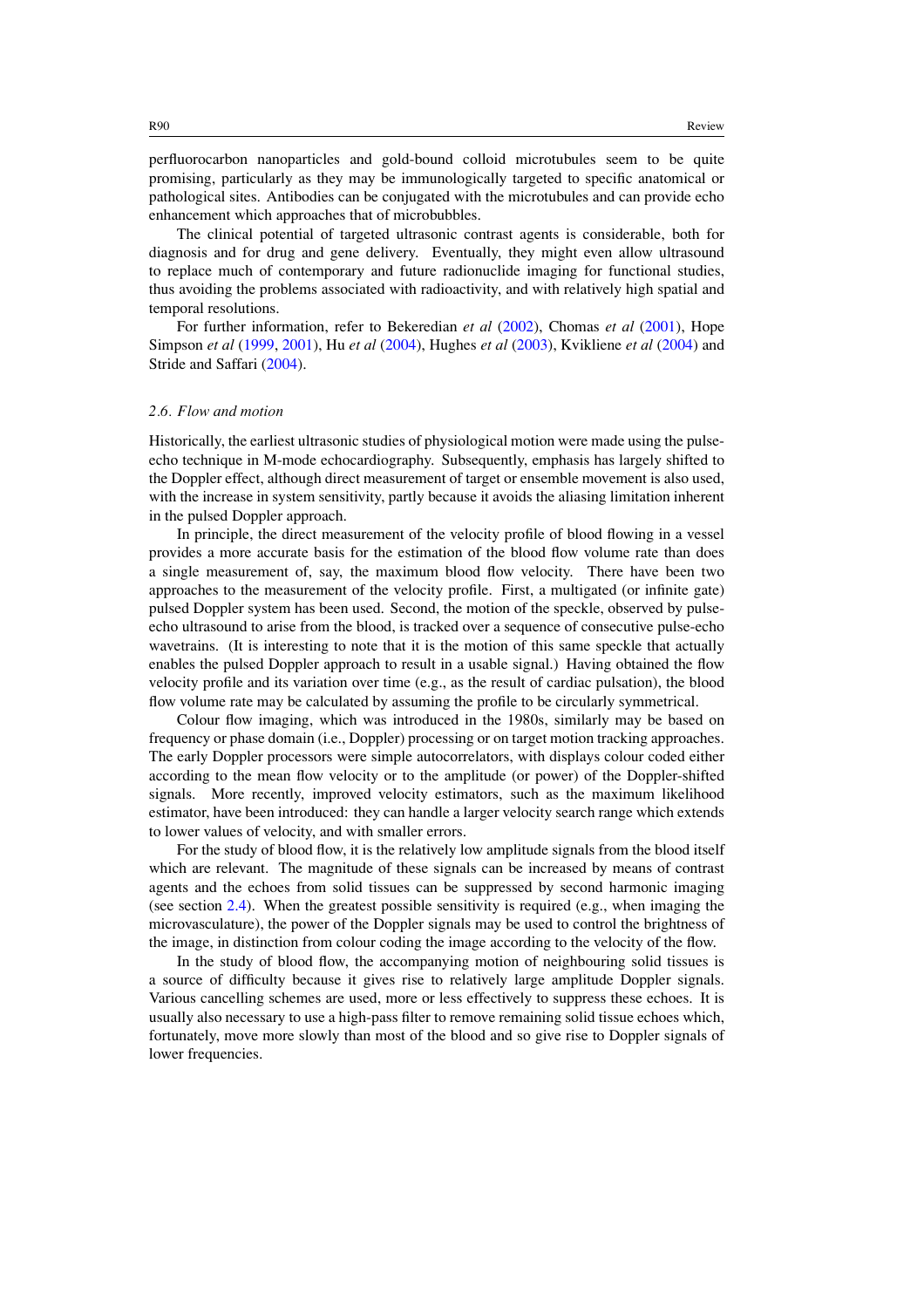perfluorocarbon nanoparticles and gold-bound colloid microtubules seem to be quite promising, particularly as they may be immunologically targeted to specific anatomical or pathological sites. Antibodies can be conjugated with the microtubules and can provide echo enhancement which approaches that of microbubbles.

The clinical potential of targeted ultrasonic contrast agents is considerable, both for diagnosis and for drug and gene delivery. Eventually, they might even allow ultrasound to replace much of contemporary and future radionuclide imaging for functional studies, thus avoiding the problems associated with radioactivity, and with relatively high spatial and temporal resolutions.

For further information, refer to Bekeredian *et al* (2002), Chomas *et al* (2001), Hope Simpson *et al* (1999, 2001), Hu *et al* (2004), Hughes *et al* (2003), Kvikliene *et al* (2004) and Stride and Saffari (2004).

### *2.6. Flow and motion*

Historically, the earliest ultrasonic studies of physiological motion were made using the pulse-echo technique in M-mode echocardiography. Subsequently, emphasis has largely shifted to the Doppler effect, although direct measurement of target or ensemble movement is also used, with the increase in system sensitivity, partly because it avoids the aliasing limitation inherent in the pulsed Doppler approach.

In principle, the direct measurement of the velocity profile of blood flowing in a vessel provides a more accurate basis for the estimation of the blood flow volume rate than does a single measurement of, say, the maximum blood flow velocity. There have been two approaches to the measurement of the velocity profile. First, a multigated (or infinite gate) pulsed Doppler system has been used. Second, the motion of the speckle, observed by pulse-echo ultrasound to arise from the blood, is tracked over a sequence of consecutive pulse-echo wavetrains. (It is interesting to note that it is the motion of this same speckle that actually enables the pulsed Doppler approach to result in a usable signal.) Having obtained the flow velocity profile and its variation over time (e.g., as the result of cardiac pulsation), the blood flow volume rate may be calculated by assuming the profile to be circularly symmetrical.

Colour flow imaging, which was introduced in the 1980s, similarly may be based on frequency or phase domain (i.e., Doppler) processing or on target motion tracking approaches. The early Doppler processors were simple autocorrelators, with displays colour coded either according to the mean flow velocity or to the amplitude (or power) of the Doppler-shifted signals. More recently, improved velocity estimators, such as the maximum likelihood estimator, have been introduced: they can handle a larger velocity search range which extends to lower values of velocity, and with smaller errors.

For the study of blood flow, it is the relatively low amplitude signals from the blood itself which are relevant. The magnitude of these signals can be increased by means of contrast agents and the echoes from solid tissues can be suppressed by second harmonic imaging (see section 2.4). When the greatest possible sensitivity is required (e.g., when imaging the microvasculature), the power of the Doppler signals may be used to control the brightness of the image, in distinction from colour coding the image according to the velocity of the flow.

In the study of blood flow, the accompanying motion of neighbouring solid tissues is a source of difficulty because it gives rise to relatively large amplitude Doppler signals. Various cancelling schemes are used, more or less effectively to suppress these echoes. It is usually also necessary to use a high-pass filter to remove remaining solid tissue echoes which, fortunately, move more slowly than most of the blood and so give rise to Doppler signals of lower frequencies.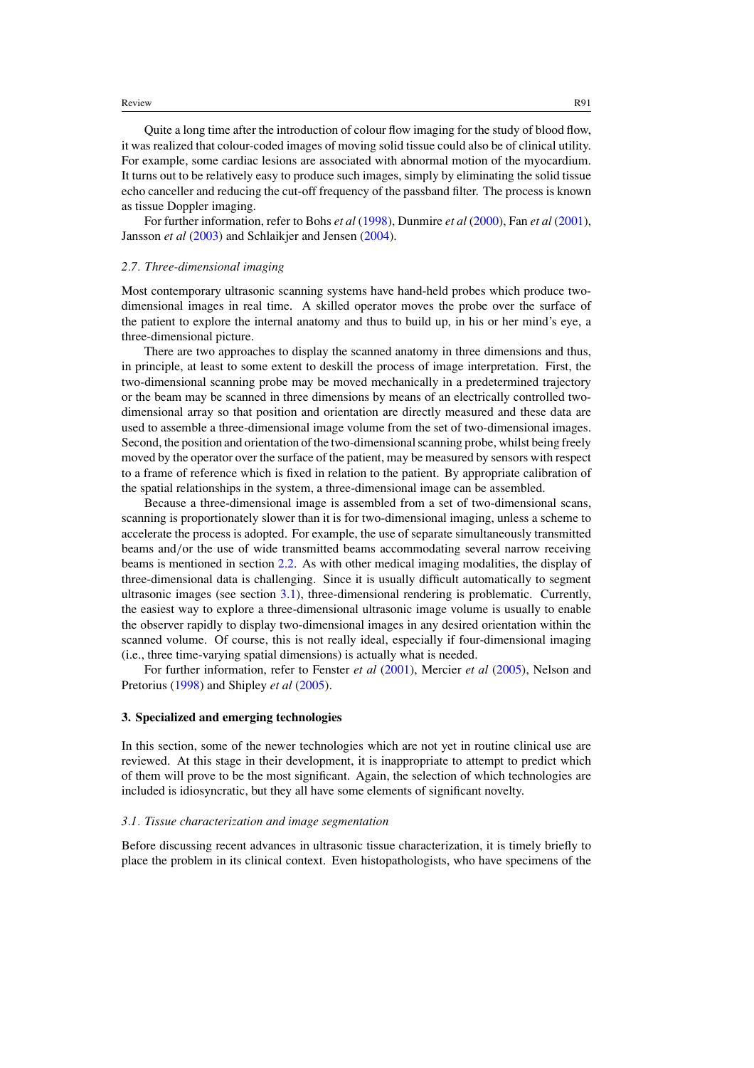Quite a long time after the introduction of colour flow imaging for the study of blood flow, it was realized that colour-coded images of moving solid tissue could also be of clinical utility. For example, some cardiac lesions are associated with abnormal motion of the myocardium. It turns out to be relatively easy to produce such images, simply by eliminating the solid tissue echo canceller and reducing the cut-off frequency of the passband filter. The process is known as tissue Doppler imaging.

For further information, refer to Bohs *et al* (1998), Dunmire *et al* (2000), Fan *et al* (2001), Jansson *et al* (2003) and Schlaikjer and Jensen (2004).

### *2.7. Three-dimensional imaging*

Most contemporary ultrasonic scanning systems have hand-held probes which produce two-dimensional images in real time. A skilled operator moves the probe over the surface of the patient to explore the internal anatomy and thus to build up, in his or her mind's eye, a three-dimensional picture.

There are two approaches to display the scanned anatomy in three dimensions and thus, in principle, at least to some extent to deskill the process of image interpretation. First, the two-dimensional scanning probe may be moved mechanically in a predetermined trajectory or the beam may be scanned in three dimensions by means of an electrically controlled two-dimensional array so that position and orientation are directly measured and these data are used to assemble a three-dimensional image volume from the set of two-dimensional images. Second, the position and orientation of the two-dimensional scanning probe, whilst being freely moved by the operator over the surface of the patient, may be measured by sensors with respect to a frame of reference which is fixed in relation to the patient. By appropriate calibration of the spatial relationships in the system, a three-dimensional image can be assembled.

Because a three-dimensional image is assembled from a set of two-dimensional scans, scanning is proportionately slower than it is for two-dimensional imaging, unless a scheme to accelerate the process is adopted. For example, the use of separate simultaneously transmitted beams and/or the use of wide transmitted beams accommodating several narrow receiving beams is mentioned in section 2.2. As with other medical imaging modalities, the display of three-dimensional data is challenging. Since it is usually difficult automatically to segment ultrasonic images (see section 3.1), three-dimensional rendering is problematic. Currently, the easiest way to explore a three-dimensional ultrasonic image volume is usually to enable the observer rapidly to display two-dimensional images in any desired orientation within the scanned volume. Of course, this is not really ideal, especially if four-dimensional imaging (i.e., three time-varying spatial dimensions) is actually what is needed.

For further information, refer to Fenster *et al* (2001), Mercier *et al* (2005), Nelson and Pretorius (1998) and Shipley *et al* (2005).

## 3. Specialized and emerging technologies

In this section, some of the newer technologies which are not yet in routine clinical use are reviewed. At this stage in their development, it is inappropriate to attempt to predict which of them will prove to be the most significant. Again, the selection of which technologies are included is idiosyncratic, but they all have some elements of significant novelty.

### *3.1. Tissue characterization and image segmentation*

Before discussing recent advances in ultrasonic tissue characterization, it is timely briefly to place the problem in its clinical context. Even histopathologists, who have specimens of the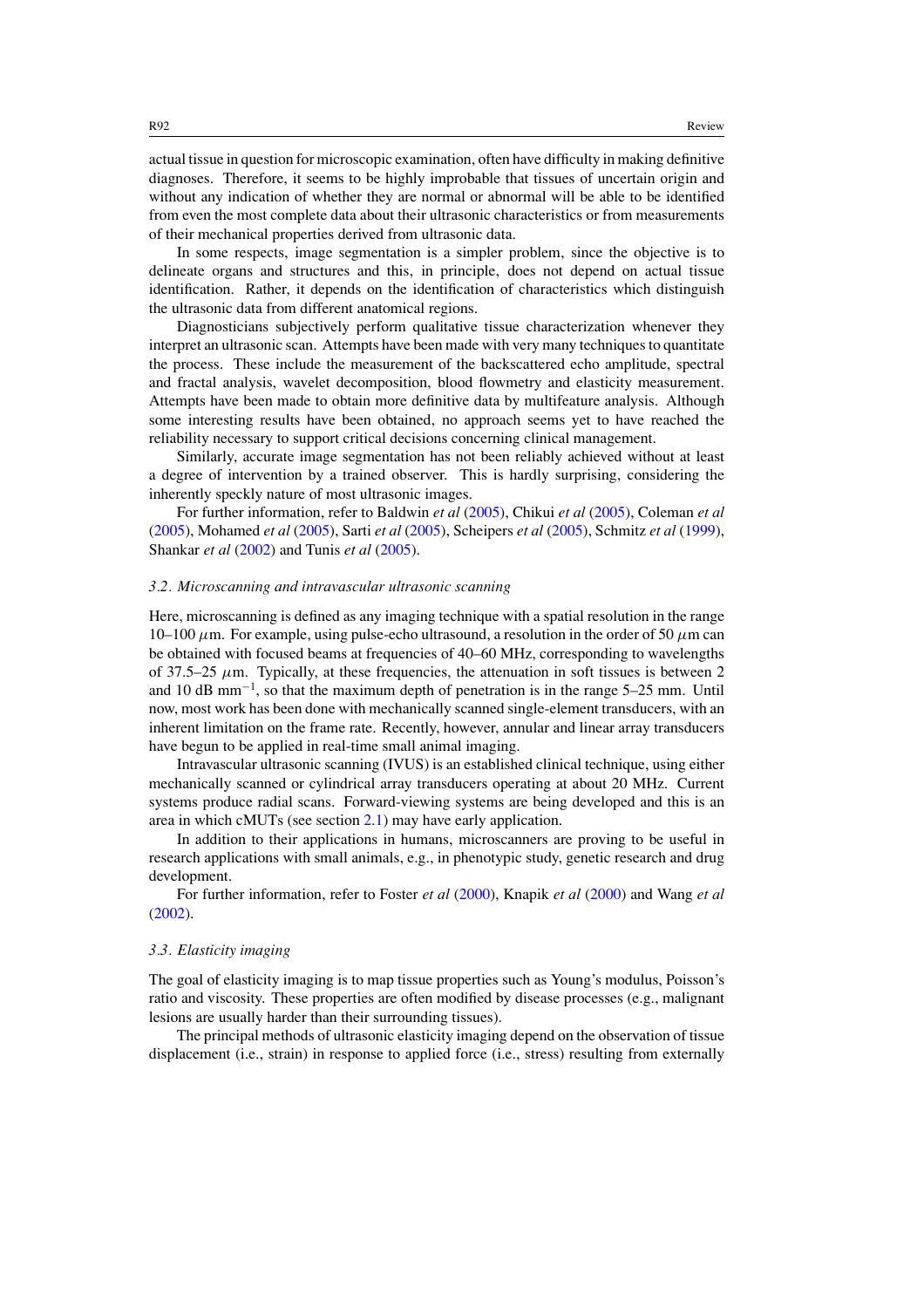actual tissue in question for microscopic examination, often have difficulty in making definitive diagnoses. Therefore, it seems to be highly improbable that tissues of uncertain origin and without any indication of whether they are normal or abnormal will be able to be identified from even the most complete data about their ultrasonic characteristics or from measurements of their mechanical properties derived from ultrasonic data.

In some respects, image segmentation is a simpler problem, since the objective is to delineate organs and structures and this, in principle, does not depend on actual tissue identification. Rather, it depends on the identification of characteristics which distinguish the ultrasonic data from different anatomical regions.

Diagnosticians subjectively perform qualitative tissue characterization whenever they interpret an ultrasonic scan. Attempts have been made with very many techniques to quantitate the process. These include the measurement of the backscattered echo amplitude, spectral and fractal analysis, wavelet decomposition, blood flowmetry and elasticity measurement. Attempts have been made to obtain more definitive data by multifeature analysis. Although some interesting results have been obtained, no approach seems yet to have reached the reliability necessary to support critical decisions concerning clinical management.

Similarly, accurate image segmentation has not been reliably achieved without at least a degree of intervention by a trained observer. This is hardly surprising, considering the inherently speckly nature of most ultrasonic images.

For further information, refer to Baldwin *et al* (2005), Chikui *et al* (2005), Coleman *et al* (2005), Mohamed *et al* (2005), Sarti *et al* (2005), Scheipers *et al* (2005), Schmitz *et al* (1999), Shankar *et al* (2002) and Tunis *et al* (2005).

### *3.2. Microscanning and intravascular ultrasonic scanning*

Here, microscanning is defined as any imaging technique with a spatial resolution in the range 10–100 $\mu$m. For example, using pulse-echo ultrasound, a resolution in the order of 50 $\mu$m can be obtained with focused beams at frequencies of 40–60 MHz, corresponding to wavelengths of 37.5–25 $\mu$m. Typically, at these frequencies, the attenuation in soft tissues is between 2 and 10 dB mm$^{-1}$, so that the maximum depth of penetration is in the range 5–25 mm. Until now, most work has been done with mechanically scanned single-element transducers, with an inherent limitation on the frame rate. Recently, however, annular and linear array transducers have begun to be applied in real-time small animal imaging.

Intravascular ultrasonic scanning (IVUS) is an established clinical technique, using either mechanically scanned or cylindrical array transducers operating at about 20 MHz. Current systems produce radial scans. Forward-viewing systems are being developed and this is an area in which cMUTs (see section 2.1) may have early application.

In addition to their applications in humans, microscanners are proving to be useful in research applications with small animals, e.g., in phenotypic study, genetic research and drug development.

For further information, refer to Foster *et al* (2000), Knapik *et al* (2000) and Wang *et al* (2002).

### *3.3. Elasticity imaging*

The goal of elasticity imaging is to map tissue properties such as Young's modulus, Poisson's ratio and viscosity. These properties are often modified by disease processes (e.g., malignant lesions are usually harder than their surrounding tissues).

The principal methods of ultrasonic elasticity imaging depend on the observation of tissue displacement (i.e., strain) in response to applied force (i.e., stress) resulting from externally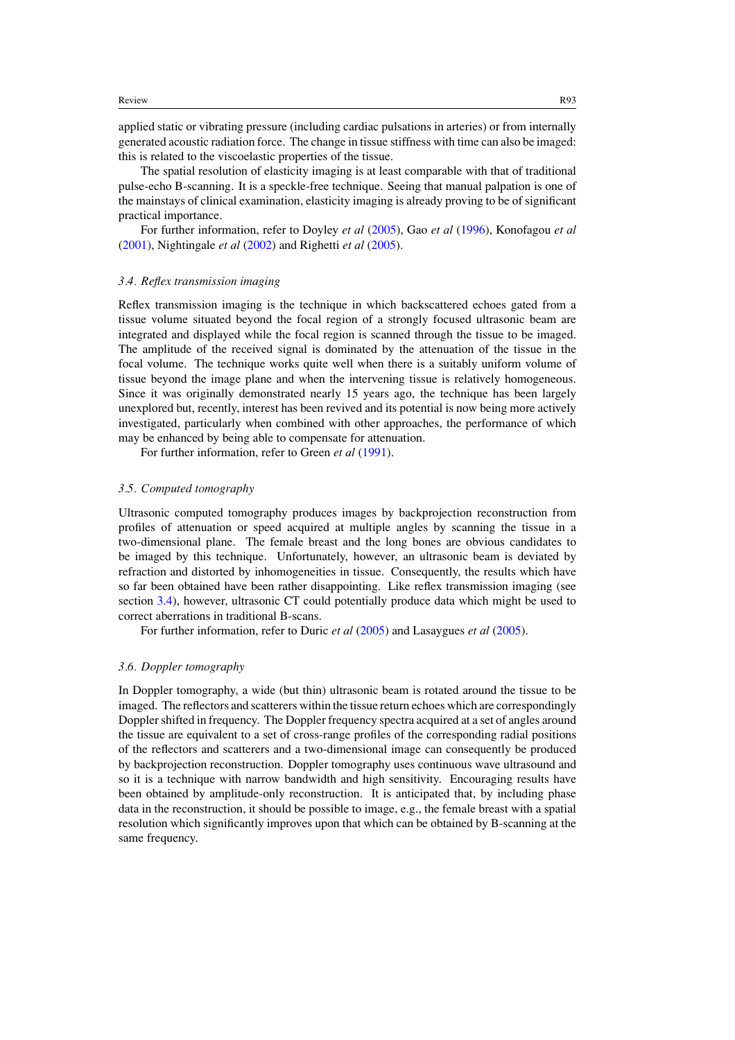applied static or vibrating pressure (including cardiac pulsations in arteries) or from internally generated acoustic radiation force. The change in tissue stiffness with time can also be imaged: this is related to the viscoelastic properties of the tissue.

The spatial resolution of elasticity imaging is at least comparable with that of traditional pulse-echo B-scanning. It is a speckle-free technique. Seeing that manual palpation is one of the mainstays of clinical examination, elasticity imaging is already proving to be of significant practical importance.

For further information, refer to Doyley *et al* (2005), Gao *et al* (1996), Konofagou *et al* (2001), Nightingale *et al* (2002) and Righetti *et al* (2005).

### *3.4. Reflex transmission imaging*

Reflex transmission imaging is the technique in which backscattered echoes gated from a tissue volume situated beyond the focal region of a strongly focused ultrasonic beam are integrated and displayed while the focal region is scanned through the tissue to be imaged. The amplitude of the received signal is dominated by the attenuation of the tissue in the focal volume. The technique works quite well when there is a suitably uniform volume of tissue beyond the image plane and when the intervening tissue is relatively homogeneous. Since it was originally demonstrated nearly 15 years ago, the technique has been largely unexplored but, recently, interest has been revived and its potential is now being more actively investigated, particularly when combined with other approaches, the performance of which may be enhanced by being able to compensate for attenuation.

For further information, refer to Green *et al* (1991).

### *3.5. Computed tomography*

Ultrasonic computed tomography produces images by backprojection reconstruction from profiles of attenuation or speed acquired at multiple angles by scanning the tissue in a two-dimensional plane. The female breast and the long bones are obvious candidates to be imaged by this technique. Unfortunately, however, an ultrasonic beam is deviated by refraction and distorted by inhomogeneities in tissue. Consequently, the results which have so far been obtained have been rather disappointing. Like reflex transmission imaging (see section 3.4), however, ultrasonic CT could potentially produce data which might be used to correct aberrations in traditional B-scans.

For further information, refer to Duric *et al* (2005) and Lasaygues *et al* (2005).

### *3.6. Doppler tomography*

In Doppler tomography, a wide (but thin) ultrasonic beam is rotated around the tissue to be imaged. The reflectors and scatterers within the tissue return echoes which are correspondingly Doppler shifted in frequency. The Doppler frequency spectra acquired at a set of angles around the tissue are equivalent to a set of cross-range profiles of the corresponding radial positions of the reflectors and scatterers and a two-dimensional image can consequently be produced by backprojection reconstruction. Doppler tomography uses continuous wave ultrasound and so it is a technique with narrow bandwidth and high sensitivity. Encouraging results have been obtained by amplitude-only reconstruction. It is anticipated that, by including phase data in the reconstruction, it should be possible to image, e.g., the female breast with a spatial resolution which significantly improves upon that which can be obtained by B-scanning at the same frequency.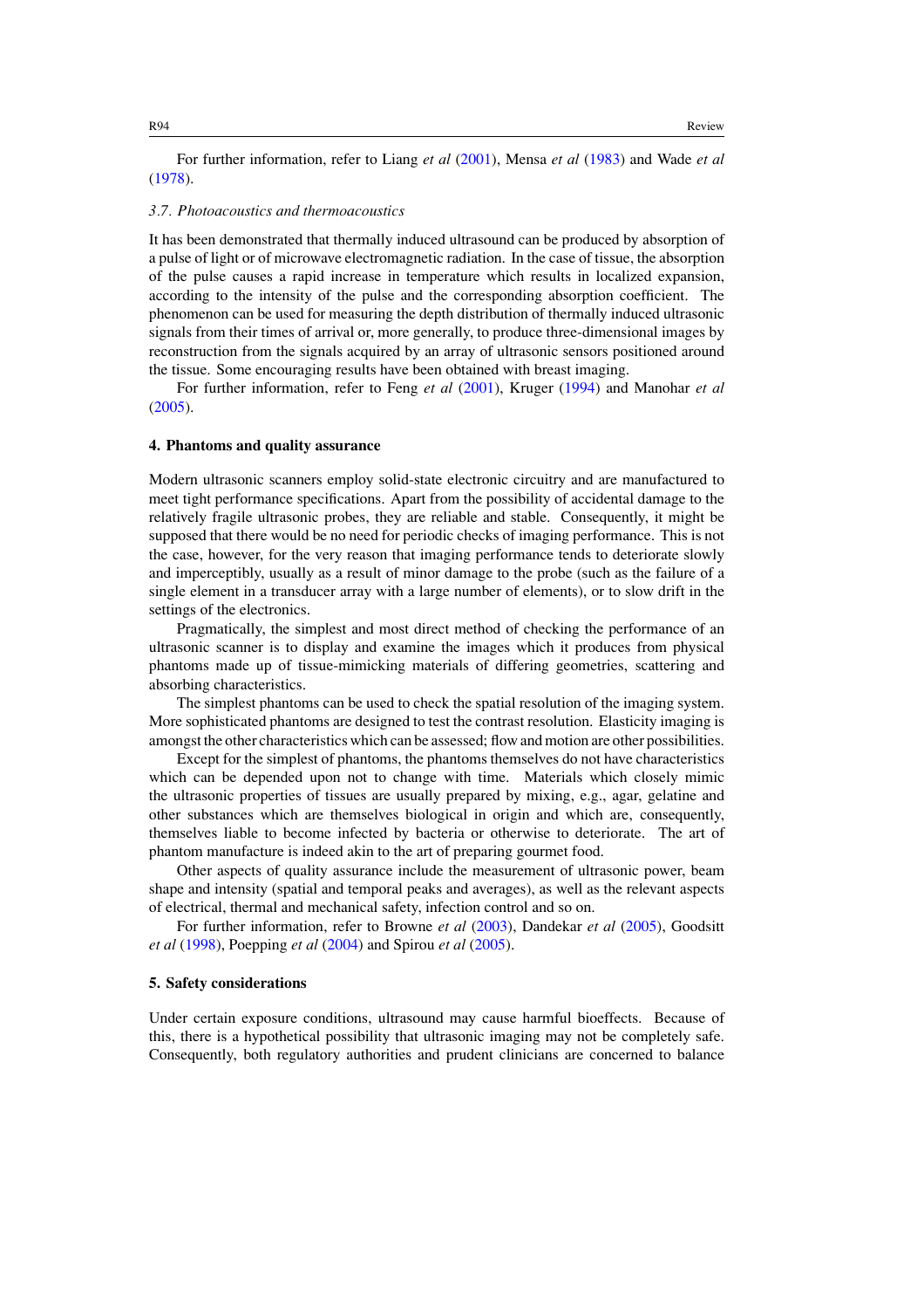For further information, refer to Liang *et al* (2001), Mensa *et al* (1983) and Wade *et al* (1978).

### *3.7. Photoacoustics and thermoacoustics*

It has been demonstrated that thermally induced ultrasound can be produced by absorption of a pulse of light or of microwave electromagnetic radiation. In the case of tissue, the absorption of the pulse causes a rapid increase in temperature which results in localized expansion, according to the intensity of the pulse and the corresponding absorption coefficient. The phenomenon can be used for measuring the depth distribution of thermally induced ultrasonic signals from their times of arrival or, more generally, to produce three-dimensional images by reconstruction from the signals acquired by an array of ultrasonic sensors positioned around the tissue. Some encouraging results have been obtained with breast imaging.

For further information, refer to Feng *et al* (2001), Kruger (1994) and Manohar *et al* (2005).

## **4. Phantoms and quality assurance**

Modern ultrasonic scanners employ solid-state electronic circuitry and are manufactured to meet tight performance specifications. Apart from the possibility of accidental damage to the relatively fragile ultrasonic probes, they are reliable and stable. Consequently, it might be supposed that there would be no need for periodic checks of imaging performance. This is not the case, however, for the very reason that imaging performance tends to deteriorate slowly and imperceptibly, usually as a result of minor damage to the probe (such as the failure of a single element in a transducer array with a large number of elements), or to slow drift in the settings of the electronics.

Pragmatically, the simplest and most direct method of checking the performance of an ultrasonic scanner is to display and examine the images which it produces from physical phantoms made up of tissue-mimicking materials of differing geometries, scattering and absorbing characteristics.

The simplest phantoms can be used to check the spatial resolution of the imaging system. More sophisticated phantoms are designed to test the contrast resolution. Elasticity imaging is amongst the other characteristics which can be assessed; flow and motion are other possibilities.

Except for the simplest of phantoms, the phantoms themselves do not have characteristics which can be depended upon not to change with time. Materials which closely mimic the ultrasonic properties of tissues are usually prepared by mixing, e.g., agar, gelatine and other substances which are themselves biological in origin and which are, consequently, themselves liable to become infected by bacteria or otherwise to deteriorate. The art of phantom manufacture is indeed akin to the art of preparing gourmet food.

Other aspects of quality assurance include the measurement of ultrasonic power, beam shape and intensity (spatial and temporal peaks and averages), as well as the relevant aspects of electrical, thermal and mechanical safety, infection control and so on.

For further information, refer to Browne *et al* (2003), Dandekar *et al* (2005), Goodsitt *et al* (1998), Poepping *et al* (2004) and Spirou *et al* (2005).

## **5. Safety considerations**

Under certain exposure conditions, ultrasound may cause harmful bioeffects. Because of this, there is a hypothetical possibility that ultrasonic imaging may not be completely safe. Consequently, both regulatory authorities and prudent clinicians are concerned to balance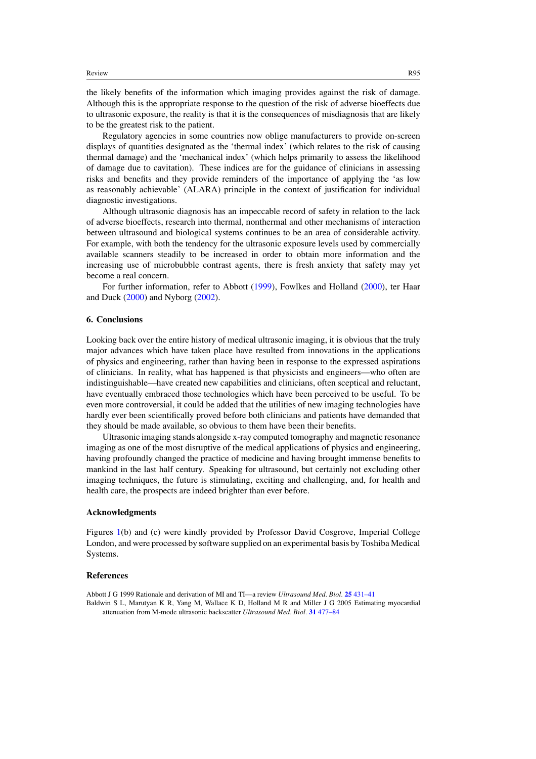the likely benefits of the information which imaging provides against the risk of damage. Although this is the appropriate response to the question of the risk of adverse bioeffects due to ultrasonic exposure, the reality is that it is the consequences of misdiagnosis that are likely to be the greatest risk to the patient.

Regulatory agencies in some countries now oblige manufacturers to provide on-screen displays of quantities designated as the 'thermal index' (which relates to the risk of causing thermal damage) and the 'mechanical index' (which helps primarily to assess the likelihood of damage due to cavitation). These indices are for the guidance of clinicians in assessing risks and benefits and they provide reminders of the importance of applying the 'as low as reasonably achievable' (ALARA) principle in the context of justification for individual diagnostic investigations.

Although ultrasonic diagnosis has an impeccable record of safety in relation to the lack of adverse bioeffects, research into thermal, nonthermal and other mechanisms of interaction between ultrasound and biological systems continues to be an area of considerable activity. For example, with both the tendency for the ultrasonic exposure levels used by commercially available scanners steadily to be increased in order to obtain more information and the increasing use of microbubble contrast agents, there is fresh anxiety that safety may yet become a real concern.

For further information, refer to Abbott (1999), Fowlkes and Holland (2000), ter Haar and Duck (2000) and Nyborg (2002).

## 6. Conclusions

Looking back over the entire history of medical ultrasonic imaging, it is obvious that the truly major advances which have taken place have resulted from innovations in the applications of physics and engineering, rather than having been in response to the expressed aspirations of clinicians. In reality, what has happened is that physicists and engineers—who often are indistinguishable—have created new capabilities and clinicians, often sceptical and reluctant, have eventually embraced those technologies which have been perceived to be useful. To be even more controversial, it could be added that the utilities of new imaging technologies have hardly ever been scientifically proved before both clinicians and patients have demanded that they should be made available, so obvious to them have been their benefits.

Ultrasonic imaging stands alongside x-ray computed tomography and magnetic resonance imaging as one of the most disruptive of the medical applications of physics and engineering, having profoundly changed the practice of medicine and having brought immense benefits to mankind in the last half century. Speaking for ultrasound, but certainly not excluding other imaging techniques, the future is stimulating, exciting and challenging, and, for health and health care, the prospects are indeed brighter than ever before.

## Acknowledgments

Figures 1(b) and (c) were kindly provided by Professor David Cosgrove, Imperial College London, and were processed by software supplied on an experimental basis by Toshiba Medical Systems.

## References

Abbott J G 1999 Rationale and derivation of MI and TI—a review *Ultrasound Med. Biol.* **25** 431–41

Baldwin S L, Marutyan K R, Yang M, Wallace K D, Holland M R and Miller J G 2005 Estimating myocardial attenuation from M-mode ultrasonic backscatter *Ultrasound Med. Biol.* **31** 477–84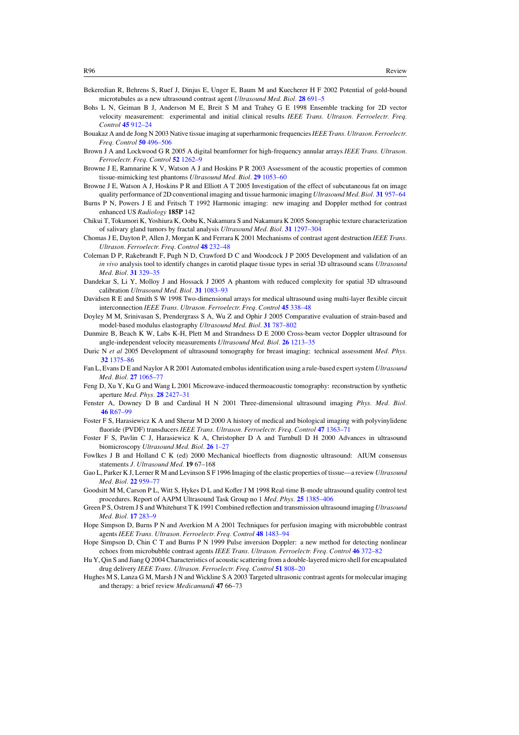Bekeredian R, Behrens S, Ruef J, Dinjus E, Unger E, Baum M and Kuecherer H F 2002 Potential of gold-bound microtubules as a new ultrasound contrast agent *Ultrasound Med. Biol.* **28** 691–5

Bohs L N, Geiman B J, Anderson M E, Breit S M and Trahey G E 1998 Ensemble tracking for 2D vector velocity measurement: experimental and initial clinical results *IEEE Trans. Ultrason. Ferroelectr. Freq. Control* **45** 912–24

Bouakaz A and de Jong N 2003 Native tissue imaging at superharmonic frequencies *IEEE Trans. Ultrason. Ferroelectr. Freq. Control* **50** 496–506

Brown J A and Lockwood G R 2005 A digital beamformer for high-frequency annular arrays *IEEE Trans. Ultrason. Ferroelectr. Freq. Control* **52** 1262–9

Browne J E, Ramnarine K V, Watson A J and Hoskins P R 2003 Assessment of the acoustic properties of common tissue-mimicking test phantoms *Ultrasound Med. Biol.* **29** 1053–60

Browne J E, Watson A J, Hoskins P R and Elliott A T 2005 Investigation of the effect of subcutaneous fat on image quality performance of 2D conventional imaging and tissue harmonic imaging *Ultrasound Med. Biol.* **31** 957–64

Burns P N, Powers J E and Fritsch T 1992 Harmonic imaging: new imaging and Doppler method for contrast enhanced US *Radiology* **185P** 142

Chikui T, Tokumori K, Yoshiura K, Oobu K, Nakamura S and Nakamura K 2005 Sonographic texture characterization of salivary gland tumors by fractal analysis *Ultrasound Med. Biol.* **31** 1297–304

Chomas J E, Dayton P, Allen J, Morgan K and Ferrara K 2001 Mechanisms of contrast agent destruction *IEEE Trans. Ultrason. Ferroelectr. Freq. Control* **48** 232–48

Coleman D P, Rakebrandt F, Pugh N D, Crawford D C and Woodcock J P 2005 Development and validation of an *in vivo* analysis tool to identify changes in carotid plaque tissue types in serial 3D ultrasound scans *Ultrasound Med. Biol.* **31** 329–35

Dandekar S, Li Y, Molloy J and Hossack J 2005 A phantom with reduced complexity for spatial 3D ultrasound calibration *Ultrasound Med. Biol.* **31** 1083–93

Davidsen R E and Smith S W 1998 Two-dimensional arrays for medical ultrasound using multi-layer flexible circuit interconnection *IEEE Trans. Ultrason. Ferroelectr. Freq. Control* **45** 338–48

Doyley M M, Srinivasan S, Prendergrass S A, Wu Z and Ophir J 2005 Comparative evaluation of strain-based and model-based modulus elastography *Ultrasound Med. Biol.* **31** 787–802

Dunmire B, Beach K W, Labs K-H, Plett M and Strandness D E 2000 Cross-beam vector Doppler ultrasound for angle-independent velocity measurements *Ultrasound Med. Biol.* **26** 1213–35

Duric N *et al* 2005 Development of ultrasound tomography for breast imaging: technical assessment *Med. Phys.* **32** 1375–86

Fan L, Evans D E and Naylor A R 2001 Automated embolus identification using a rule-based expert system *Ultrasound Med. Biol.* **27** 1065–77

Feng D, Xu Y, Ku G and Wang L 2001 Microwave-induced thermoacoustic tomography: reconstruction by synthetic aperture *Med. Phys.* **28** 2427–31

Fenster A, Downey D B and Cardinal H N 2001 Three-dimensional ultrasound imaging *Phys. Med. Biol.* **46** R67–99

Foster F S, Harasiewicz K A and Sherar M D 2000 A history of medical and biological imaging with polyvinylidene fluoride (PVDF) transducers *IEEE Trans. Ultrason. Ferroelectr. Freq. Control* **47** 1363–71

Foster F S, Pavlin C J, Harasiewicz K A, Christopher D A and Turnbull D H 2000 Advances in ultrasound biomicroscopy *Ultrasound Med. Biol.* **26** 1–27

Fowlkes J B and Holland C K (ed) 2000 Mechanical bioeffects from diagnostic ultrasound: AIUM consensus statements *J. Ultrasound Med.* **19** 67–168

Gao L, Parker K J, Lerner R M and Levinson S F 1996 Imaging of the elastic properties of tissue—a review *Ultrasound Med. Biol.* **22** 959–77

Goodsitt M M, Carson P L, Witt S, Hykes D L and Kofler J M 1998 Real-time B-mode ultrasound quality control test procedures. Report of AAPM Ultrasound Task Group no 1 *Med. Phys.* **25** 1385–406

Green P S, Ostrem J S and Whitehurst T K 1991 Combined reflection and transmission ultrasound imaging *Ultrasound Med. Biol.* **17** 283–9

Hope Simpson D, Burns P N and Averkion M A 2001 Techniques for perfusion imaging with microbubble contrast agents *IEEE Trans. Ultrason. Ferroelectr. Freq. Control* **48** 1483–94

Hope Simpson D, Chin C T and Burns P N 1999 Pulse inversion Doppler: a new method for detecting nonlinear echoes from microbubble contrast agents *IEEE Trans. Ultrason. Ferroelectr. Freq. Control* **46** 372–82

Hu Y, Qin S and Jiang Q 2004 Characteristics of acoustic scattering from a double-layered micro shell for encapsulated drug delivery *IEEE Trans. Ultrason. Ferroelectr. Freq. Control* **51** 808–20

Hughes M S, Lanza G M, Marsh J N and Wickline S A 2003 Targeted ultrasonic contrast agents for molecular imaging and therapy: a brief review *Medicamundi* **47** 66–73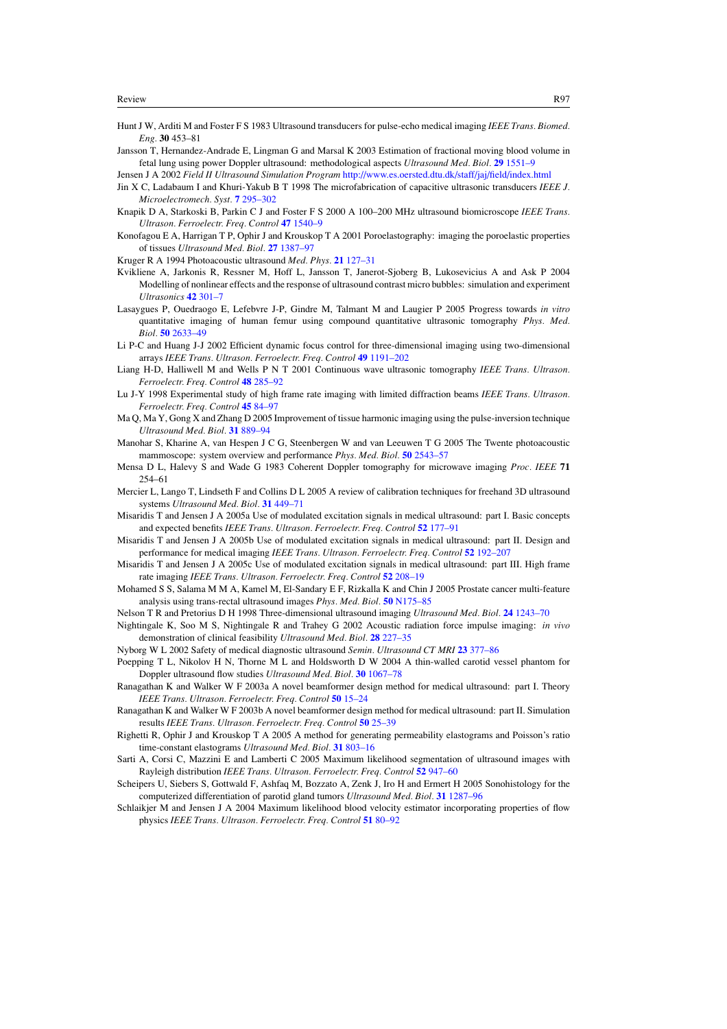Hunt J W, Arditi M and Foster F S 1983 Ultrasound transducers for pulse-echo medical imaging *IEEE Trans. Biomed. Eng.* **30** 453–81

Jansson T, Hernandez-Andrade E, Lingman G and Marsal K 2003 Estimation of fractional moving blood volume in fetal lung using power Doppler ultrasound: methodological aspects *Ultrasound Med. Biol.* **29** 1551–9

Jensen J A 2002 *Field II Ultrasound Simulation Program* http://www.es.oersted.dtu.dk/staff/jaj/field/index.html

Jin X C, Ladabaum I and Khuri-Yakub B T 1998 The microfabrication of capacitive ultrasonic transducers *IEEE J. Microelectromech. Syst.* **7** 295–302

Knapik D A, Starkoski B, Parkin C J and Foster F S 2000 A 100–200 MHz ultrasound biomicroscope *IEEE Trans. Ultrason. Ferroelectr. Freq. Control* **47** 1540–9

Konofagou E A, Harrigan T P, Ophir J and Krouskop T A 2001 Poroelastography: imaging the poroelastic properties of tissues *Ultrasound Med. Biol.* **27** 1387–97

Kruger R A 1994 Photoacoustic ultrasound *Med. Phys.* **21** 127–31

Kvikliene A, Jarkonis R, Ressner M, Hoff L, Jansson T, Janerot-Sjoberg B, Lukosevicius A and Ask P 2004 Modelling of nonlinear effects and the response of ultrasound contrast micro bubbles: simulation and experiment *Ultrasonics* **42** 301–7

Lasaygues P, Ouedraogo E, Lefebvre J-P, Gindre M, Talmant M and Laugier P 2005 Progress towards *in vitro* quantitative imaging of human femur using compound quantitative ultrasonic tomography *Phys. Med. Biol.* **50** 2633–49

Li P-C and Huang J-J 2002 Efficient dynamic focus control for three-dimensional imaging using two-dimensional arrays *IEEE Trans. Ultrason. Ferroelectr. Freq. Control* **49** 1191–202

Liang H-D, Halliwell M and Wells P N T 2001 Continuous wave ultrasonic tomography *IEEE Trans. Ultrason. Ferroelectr. Freq. Control* **48** 285–92

Lu J-Y 1998 Experimental study of high frame rate imaging with limited diffraction beams *IEEE Trans. Ultrason. Ferroelectr. Freq. Control* **45** 84–97

Ma Q, Ma Y, Gong X and Zhang D 2005 Improvement of tissue harmonic imaging using the pulse-inversion technique *Ultrasound Med. Biol.* **31** 889–94

Manohar S, Kharine A, van Hespen J C G, Steenbergen W and van Leeuwen T G 2005 The Twente photoacoustic mammoscope: system overview and performance *Phys. Med. Biol.* **50** 2543–57

Mensa D L, Halevy S and Wade G 1983 Coherent Doppler tomography for microwave imaging *Proc. IEEE* **71** 254–61

Mercier L, Lango T, Lindseth F and Collins D L 2005 A review of calibration techniques for freehand 3D ultrasound systems *Ultrasound Med. Biol.* **31** 449–71

Misaridis T and Jensen J A 2005a Use of modulated excitation signals in medical ultrasound: part I. Basic concepts and expected benefits *IEEE Trans. Ultrason. Ferroelectr. Freq. Control* **52** 177–91

Misaridis T and Jensen J A 2005b Use of modulated excitation signals in medical ultrasound: part II. Design and performance for medical imaging *IEEE Trans. Ultrason. Ferroelectr. Freq. Control* **52** 192–207

Misaridis T and Jensen J A 2005c Use of modulated excitation signals in medical ultrasound: part III. High frame rate imaging *IEEE Trans. Ultrason. Ferroelectr. Freq. Control* **52** 208–19

Mohamed S S, Salama M M A, Kamel M, El-Sandary E F, Rizkalla K and Chin J 2005 Prostate cancer multi-feature analysis using trans-rectal ultrasound images *Phys. Med. Biol.* **50** N175–85

Nelson T R and Pretorius D H 1998 Three-dimensional ultrasound imaging *Ultrasound Med. Biol.* **24** 1243–70

Nightingale K, Soo M S, Nightingale R and Trahey G 2002 Acoustic radiation force impulse imaging: *in vivo* demonstration of clinical feasibility *Ultrasound Med. Biol.* **28** 227–35

Nyborg W L 2002 Safety of medical diagnostic ultrasound *Semin. Ultrasound CT MRI* **23** 377–86

Poepping T L, Nikolov H N, Thorne M L and Holdsworth D W 2004 A thin-walled carotid vessel phantom for Doppler ultrasound flow studies *Ultrasound Med. Biol.* **30** 1067–78

Ranagathan K and Walker W F 2003a A novel beamformer design method for medical ultrasound: part I. Theory *IEEE Trans. Ultrason. Ferroelectr. Freq. Control* **50** 15–24

Ranagathan K and Walker W F 2003b A novel beamformer design method for medical ultrasound: part II. Simulation results *IEEE Trans. Ultrason. Ferroelectr. Freq. Control* **50** 25–39

Righetti R, Ophir J and Krouskop T A 2005 A method for generating permeability elastograms and Poisson's ratio time-constant elastograms *Ultrasound Med. Biol.* **31** 803–16

Sarti A, Corsi C, Mazzini E and Lamberti C 2005 Maximum likelihood segmentation of ultrasound images with Rayleigh distribution *IEEE Trans. Ultrason. Ferroelectr. Freq. Control* **52** 947–60

Scheipers U, Siebers S, Gottwald F, Ashfaq M, Bozzato A, Zenk J, Iro H and Ermert H 2005 Sonohistology for the computerized differentiation of parotid gland tumors *Ultrasound Med. Biol.* **31** 1287–96

Schlaikjer M and Jensen J A 2004 Maximum likelihood blood velocity estimator incorporating properties of flow physics *IEEE Trans. Ultrason. Ferroelectr. Freq. Control* **51** 80–92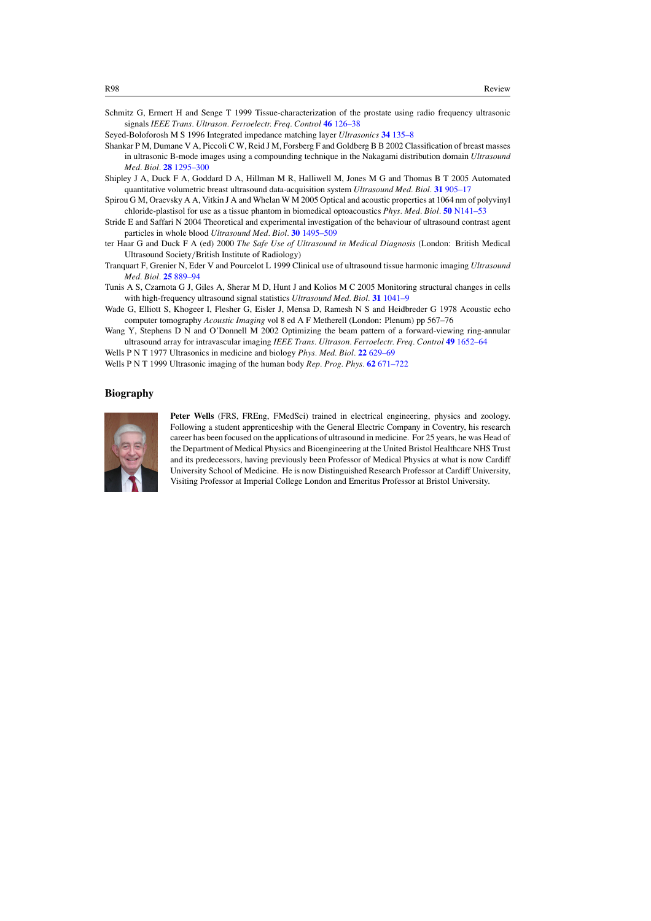Schmitz G, Ermert H and Senge T 1999 Tissue-characterization of the prostate using radio frequency ultrasonic signals *IEEE Trans. Ultrason. Ferroelectr. Freq. Control* **46** 126–38

Seyed-Boloforosh M S 1996 Integrated impedance matching layer *Ultrasonics* **34** 135–8

Shankar P M, Dumane V A, Piccoli C W, Reid J M, Forsberg F and Goldberg B B 2002 Classification of breast masses in ultrasonic B-mode images using a compounding technique in the Nakagami distribution domain *Ultrasound Med. Biol.* **28** 1295–300

Shipley J A, Duck F A, Goddard D A, Hillman M R, Halliwell M, Jones M G and Thomas B T 2005 Automated quantitative volumetric breast ultrasound data-acquisition system *Ultrasound Med. Biol.* **31** 905–17

Spirou G M, Oraevsky A A, Vitkin J A and Whelan W M 2005 Optical and acoustic properties at 1064 nm of polyvinyl chloride-plastisol for use as a tissue phantom in biomedical optoacoustics *Phys. Med. Biol.* **50** N141–53

Stride E and Saffari N 2004 Theoretical and experimental investigation of the behaviour of ultrasound contrast agent particles in whole blood *Ultrasound Med. Biol.* **30** 1495–509

ter Haar G and Duck F A (ed) 2000 *The Safe Use of Ultrasound in Medical Diagnosis* (London: British Medical Ultrasound Society/British Institute of Radiology)

Tranquart F, Grenier N, Eder V and Pourcelot L 1999 Clinical use of ultrasound tissue harmonic imaging *Ultrasound Med. Biol.* **25** 889–94

Tunis A S, Czarnota G J, Giles A, Sherar M D, Hunt J and Kolios M C 2005 Monitoring structural changes in cells with high-frequency ultrasound signal statistics *Ultrasound Med. Biol.* **31** 1041–9

Wade G, Elliott S, Khogeer I, Flesher G, Eisler J, Mensa D, Ramesh N S and Heidbreder G 1978 Acoustic echo computer tomography *Acoustic Imaging* vol 8 ed A F Metherell (London: Plenum) pp 567–76

Wang Y, Stephens D N and O'Donnell M 2002 Optimizing the beam pattern of a forward-viewing ring-annular ultrasound array for intravascular imaging *IEEE Trans. Ultrason. Ferroelectr. Freq. Control* **49** 1652–64

Wells P N T 1977 Ultrasonics in medicine and biology *Phys. Med. Biol.* **22** 629–69

Wells P N T 1999 Ultrasonic imaging of the human body *Rep. Prog. Phys.* **62** 671–722

## Biography

**Peter Wells** (FRS, FREng, FMedSci) trained in electrical engineering, physics and zoology. Following a student apprenticeship with the General Electric Company in Coventry, his research career has been focused on the applications of ultrasound in medicine. For 25 years, he was Head of the Department of Medical Physics and Bioengineering at the United Bristol Healthcare NHS Trust and its predecessors, having previously been Professor of Medical Physics at what is now Cardiff University School of Medicine. He is now Distinguished Research Professor at Cardiff University, Visiting Professor at Imperial College London and Emeritus Professor at Bristol University.